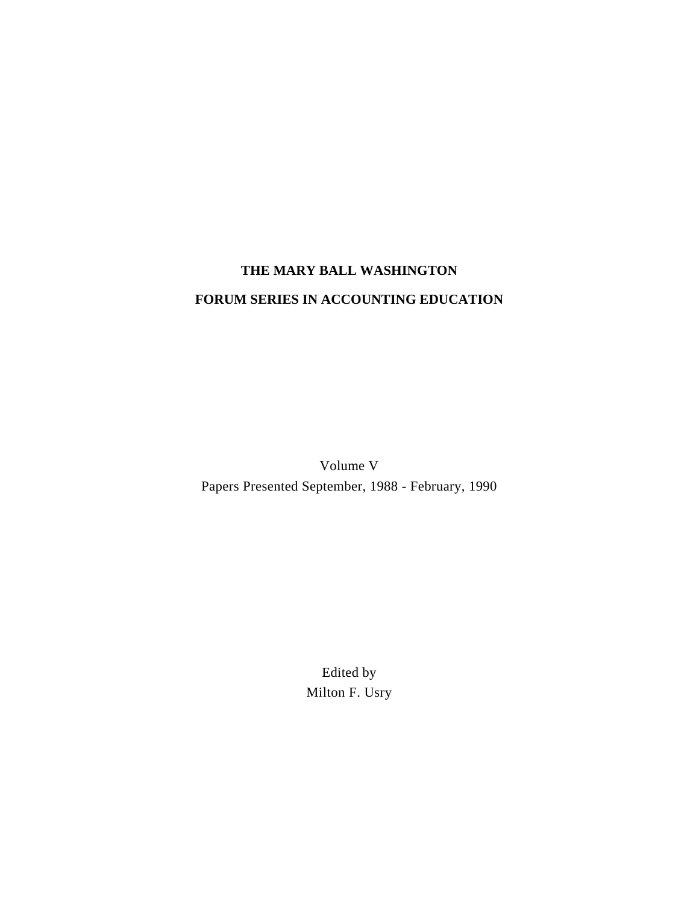# THE MARY BALL WASHINGTON

# FORUM SERIES IN ACCOUNTING EDUCATION

Volume V

Papers Presented September, 1988 - February, 1990

Edited by

Milton F. Usry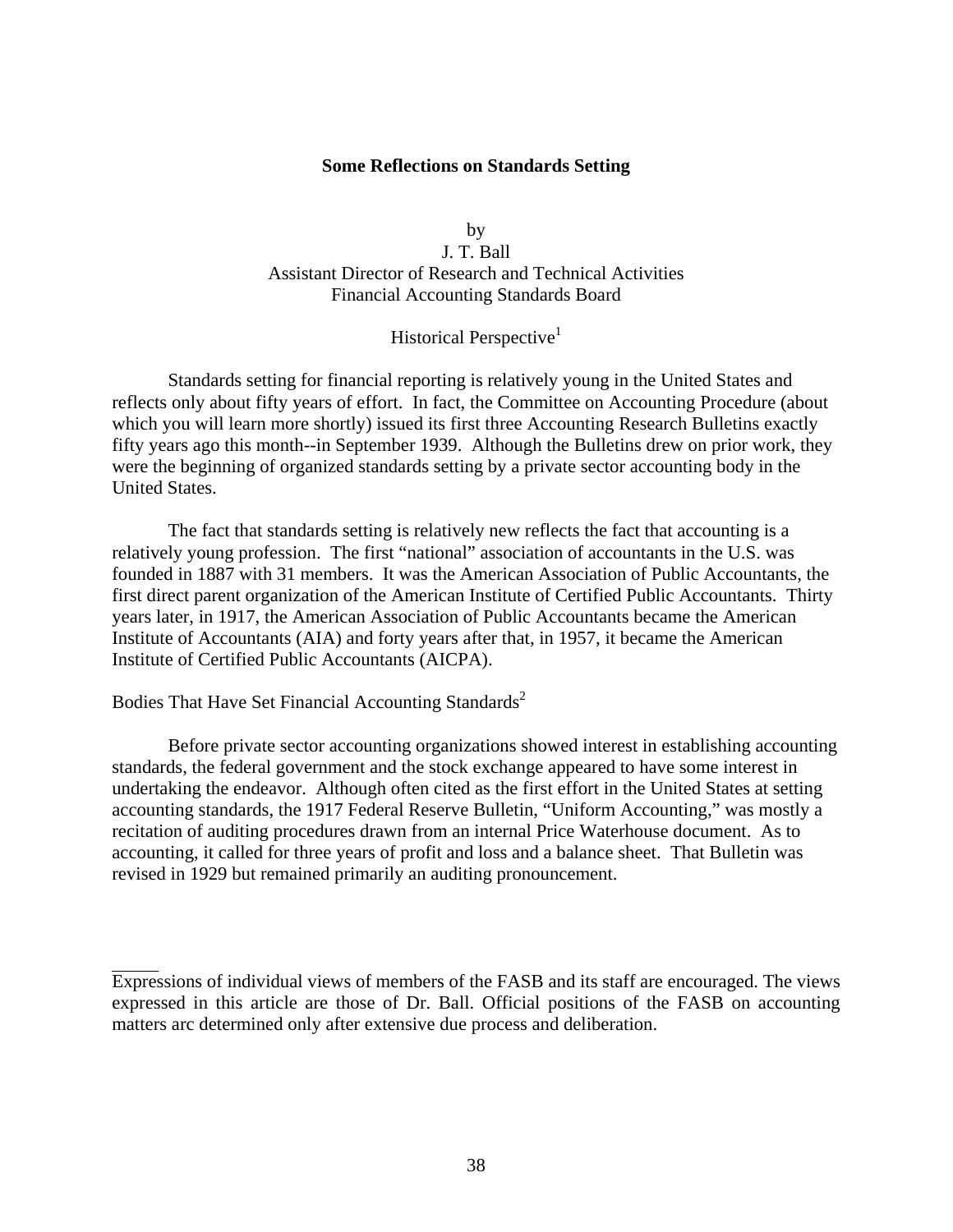## Some Reflections on Standards Setting

by
J. T. Ball
Assistant Director of Research and Technical Activities
Financial Accounting Standards Board

### Historical Perspective[1]

Standards setting for financial reporting is relatively young in the United States and reflects only about fifty years of effort. In fact, the Committee on Accounting Procedure (about which you will learn more shortly) issued its first three Accounting Research Bulletins exactly fifty years ago this month--in September 1939. Although the Bulletins drew on prior work, they were the beginning of organized standards setting by a private sector accounting body in the United States.

The fact that standards setting is relatively new reflects the fact that accounting is a relatively young profession. The first "national" association of accountants in the U.S. was founded in 1887 with 31 members. It was the American Association of Public Accountants, the first direct parent organization of the American Institute of Certified Public Accountants. Thirty years later, in 1917, the American Association of Public Accountants became the American Institute of Accountants (AIA) and forty years after that, in 1957, it became the American Institute of Certified Public Accountants (AICPA).

### Bodies That Have Set Financial Accounting Standards[2]

Before private sector accounting organizations showed interest in establishing accounting standards, the federal government and the stock exchange appeared to have some interest in undertaking the endeavor. Although often cited as the first effort in the United States at setting accounting standards, the 1917 Federal Reserve Bulletin, "Uniform Accounting," was mostly a recitation of auditing procedures drawn from an internal Price Waterhouse document. As to accounting, it called for three years of profit and loss and a balance sheet. That Bulletin was revised in 1929 but remained primarily an auditing pronouncement.

---

Expressions of individual views of members of the FASB and its staff are encouraged. The views expressed in this article are those of Dr. Ball. Official positions of the FASB on accounting matters arc determined only after extensive due process and deliberation.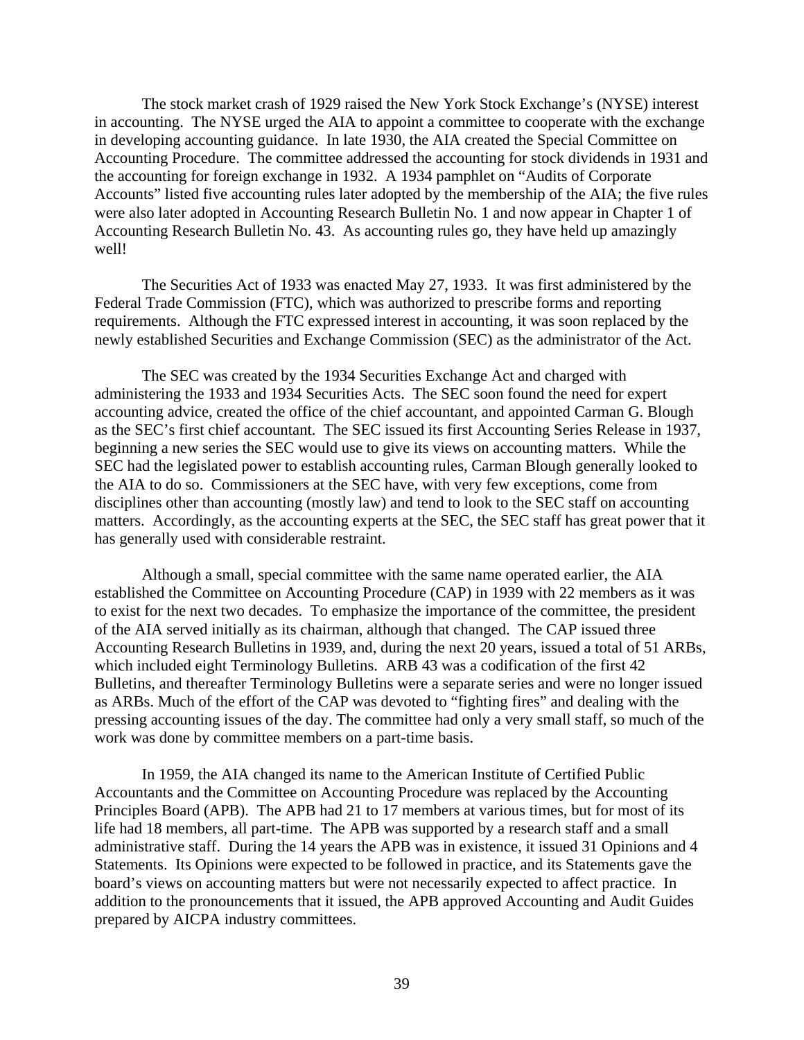The stock market crash of 1929 raised the New York Stock Exchange's (NYSE) interest in accounting. The NYSE urged the AIA to appoint a committee to cooperate with the exchange in developing accounting guidance. In late 1930, the AIA created the Special Committee on Accounting Procedure. The committee addressed the accounting for stock dividends in 1931 and the accounting for foreign exchange in 1932. A 1934 pamphlet on "Audits of Corporate Accounts" listed five accounting rules later adopted by the membership of the AIA; the five rules were also later adopted in Accounting Research Bulletin No. 1 and now appear in Chapter 1 of Accounting Research Bulletin No. 43. As accounting rules go, they have held up amazingly well!

The Securities Act of 1933 was enacted May 27, 1933. It was first administered by the Federal Trade Commission (FTC), which was authorized to prescribe forms and reporting requirements. Although the FTC expressed interest in accounting, it was soon replaced by the newly established Securities and Exchange Commission (SEC) as the administrator of the Act.

The SEC was created by the 1934 Securities Exchange Act and charged with administering the 1933 and 1934 Securities Acts. The SEC soon found the need for expert accounting advice, created the office of the chief accountant, and appointed Carman G. Blough as the SEC's first chief accountant. The SEC issued its first Accounting Series Release in 1937, beginning a new series the SEC would use to give its views on accounting matters. While the SEC had the legislated power to establish accounting rules, Carman Blough generally looked to the AIA to do so. Commissioners at the SEC have, with very few exceptions, come from disciplines other than accounting (mostly law) and tend to look to the SEC staff on accounting matters. Accordingly, as the accounting experts at the SEC, the SEC staff has great power that it has generally used with considerable restraint.

Although a small, special committee with the same name operated earlier, the AIA established the Committee on Accounting Procedure (CAP) in 1939 with 22 members as it was to exist for the next two decades. To emphasize the importance of the committee, the president of the AIA served initially as its chairman, although that changed. The CAP issued three Accounting Research Bulletins in 1939, and, during the next 20 years, issued a total of 51 ARBs, which included eight Terminology Bulletins. ARB 43 was a codification of the first 42 Bulletins, and thereafter Terminology Bulletins were a separate series and were no longer issued as ARBs. Much of the effort of the CAP was devoted to "fighting fires" and dealing with the pressing accounting issues of the day. The committee had only a very small staff, so much of the work was done by committee members on a part-time basis.

In 1959, the AIA changed its name to the American Institute of Certified Public Accountants and the Committee on Accounting Procedure was replaced by the Accounting Principles Board (APB). The APB had 21 to 17 members at various times, but for most of its life had 18 members, all part-time. The APB was supported by a research staff and a small administrative staff. During the 14 years the APB was in existence, it issued 31 Opinions and 4 Statements. Its Opinions were expected to be followed in practice, and its Statements gave the board's views on accounting matters but were not necessarily expected to affect practice. In addition to the pronouncements that it issued, the APB approved Accounting and Audit Guides prepared by AICPA industry committees.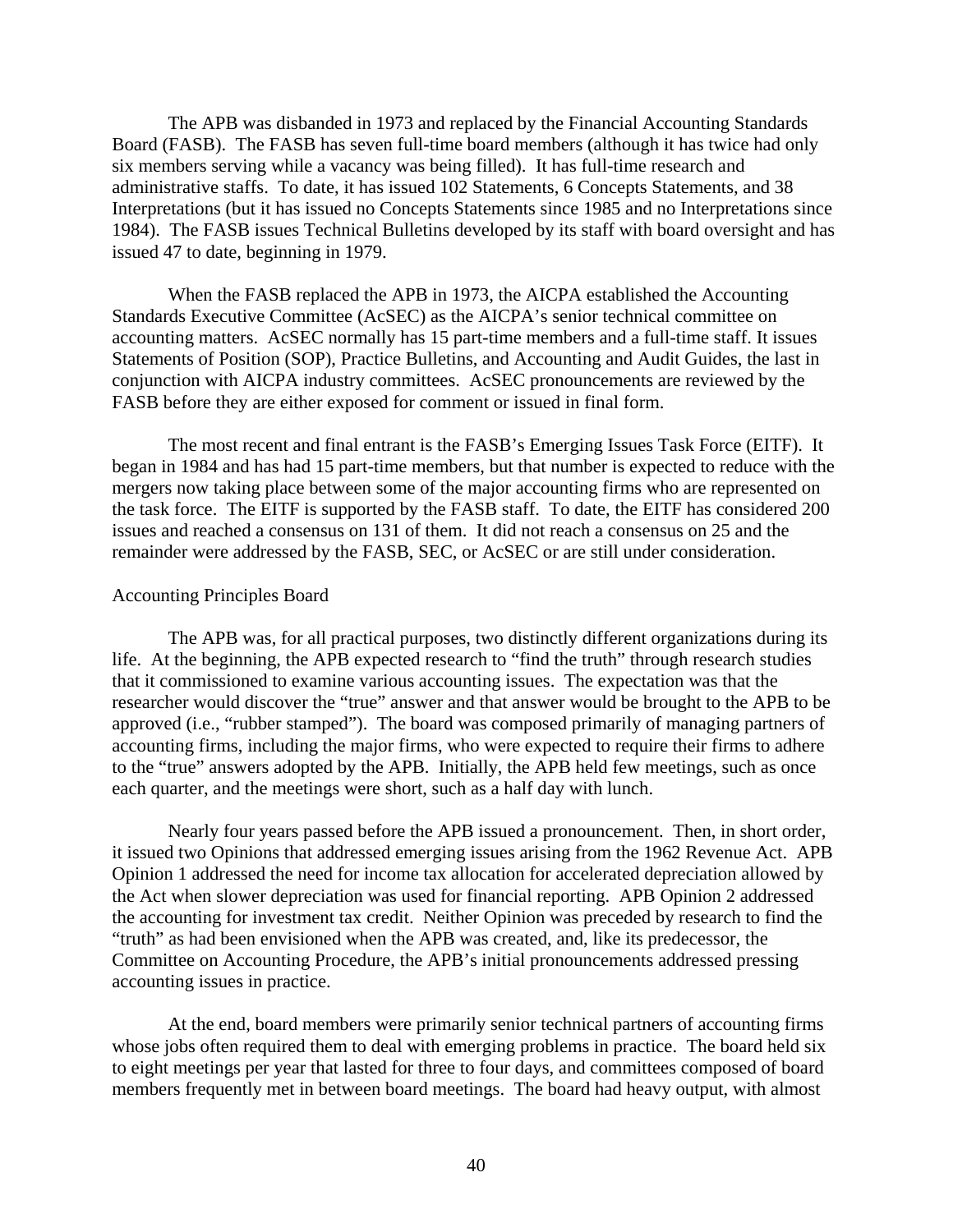The APB was disbanded in 1973 and replaced by the Financial Accounting Standards Board (FASB). The FASB has seven full-time board members (although it has twice had only six members serving while a vacancy was being filled). It has full-time research and administrative staffs. To date, it has issued 102 Statements, 6 Concepts Statements, and 38 Interpretations (but it has issued no Concepts Statements since 1985 and no Interpretations since 1984). The FASB issues Technical Bulletins developed by its staff with board oversight and has issued 47 to date, beginning in 1979.

When the FASB replaced the APB in 1973, the AICPA established the Accounting Standards Executive Committee (AcSEC) as the AICPA's senior technical committee on accounting matters. AcSEC normally has 15 part-time members and a full-time staff. It issues Statements of Position (SOP), Practice Bulletins, and Accounting and Audit Guides, the last in conjunction with AICPA industry committees. AcSEC pronouncements are reviewed by the FASB before they are either exposed for comment or issued in final form.

The most recent and final entrant is the FASB's Emerging Issues Task Force (EITF). It began in 1984 and has had 15 part-time members, but that number is expected to reduce with the mergers now taking place between some of the major accounting firms who are represented on the task force. The EITF is supported by the FASB staff. To date, the EITF has considered 200 issues and reached a consensus on 131 of them. It did not reach a consensus on 25 and the remainder were addressed by the FASB, SEC, or AcSEC or are still under consideration.

## Accounting Principles Board

The APB was, for all practical purposes, two distinctly different organizations during its life. At the beginning, the APB expected research to "find the truth" through research studies that it commissioned to examine various accounting issues. The expectation was that the researcher would discover the "true" answer and that answer would be brought to the APB to be approved (i.e., "rubber stamped"). The board was composed primarily of managing partners of accounting firms, including the major firms, who were expected to require their firms to adhere to the "true" answers adopted by the APB. Initially, the APB held few meetings, such as once each quarter, and the meetings were short, such as a half day with lunch.

Nearly four years passed before the APB issued a pronouncement. Then, in short order, it issued two Opinions that addressed emerging issues arising from the 1962 Revenue Act. APB Opinion 1 addressed the need for income tax allocation for accelerated depreciation allowed by the Act when slower depreciation was used for financial reporting. APB Opinion 2 addressed the accounting for investment tax credit. Neither Opinion was preceded by research to find the "truth" as had been envisioned when the APB was created, and, like its predecessor, the Committee on Accounting Procedure, the APB's initial pronouncements addressed pressing accounting issues in practice.

At the end, board members were primarily senior technical partners of accounting firms whose jobs often required them to deal with emerging problems in practice. The board held six to eight meetings per year that lasted for three to four days, and committees composed of board members frequently met in between board meetings. The board had heavy output, with almost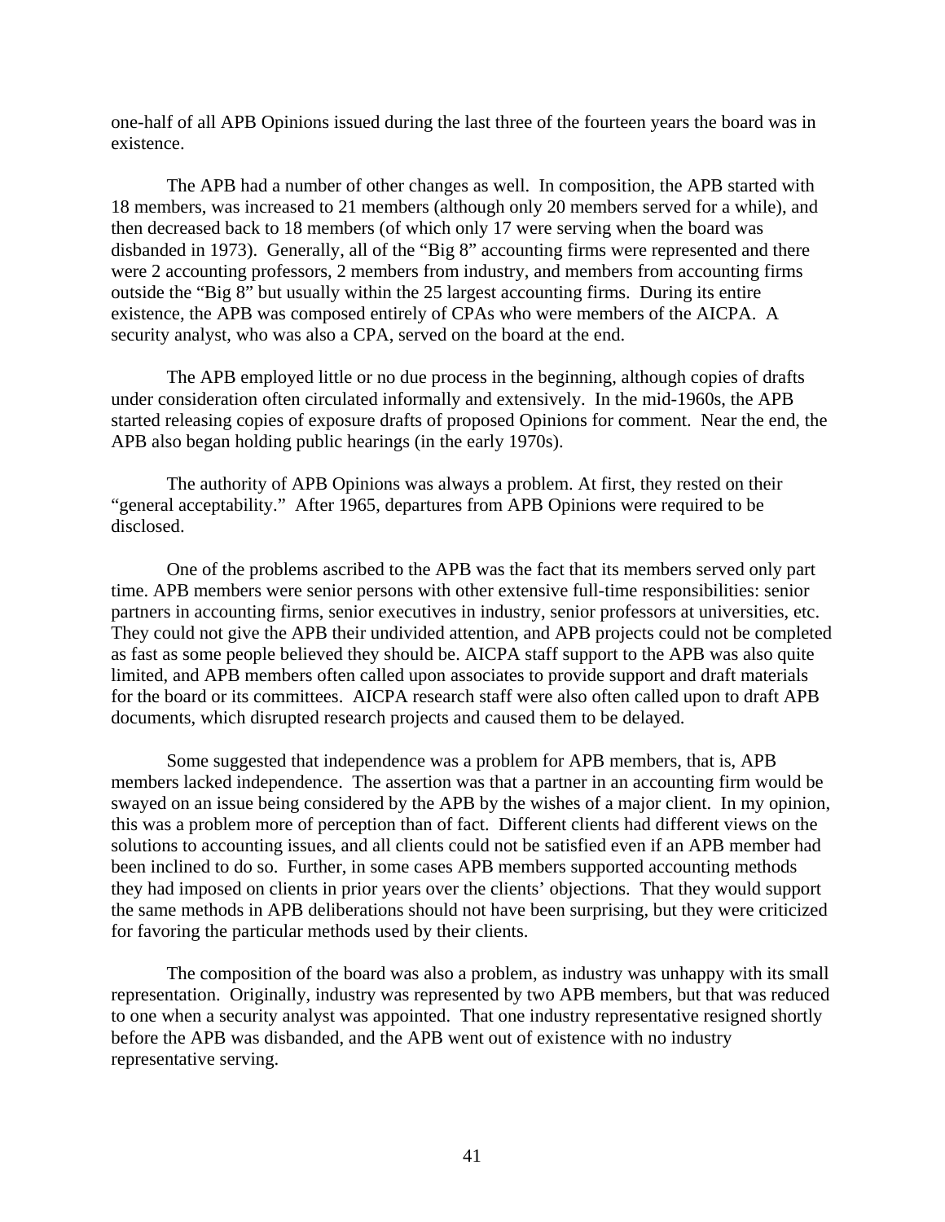one-half of all APB Opinions issued during the last three of the fourteen years the board was in existence.

The APB had a number of other changes as well. In composition, the APB started with 18 members, was increased to 21 members (although only 20 members served for a while), and then decreased back to 18 members (of which only 17 were serving when the board was disbanded in 1973). Generally, all of the "Big 8" accounting firms were represented and there were 2 accounting professors, 2 members from industry, and members from accounting firms outside the "Big 8" but usually within the 25 largest accounting firms. During its entire existence, the APB was composed entirely of CPAs who were members of the AICPA. A security analyst, who was also a CPA, served on the board at the end.

The APB employed little or no due process in the beginning, although copies of drafts under consideration often circulated informally and extensively. In the mid-1960s, the APB started releasing copies of exposure drafts of proposed Opinions for comment. Near the end, the APB also began holding public hearings (in the early 1970s).

The authority of APB Opinions was always a problem. At first, they rested on their "general acceptability." After 1965, departures from APB Opinions were required to be disclosed.

One of the problems ascribed to the APB was the fact that its members served only part time. APB members were senior persons with other extensive full-time responsibilities: senior partners in accounting firms, senior executives in industry, senior professors at universities, etc. They could not give the APB their undivided attention, and APB projects could not be completed as fast as some people believed they should be. AICPA staff support to the APB was also quite limited, and APB members often called upon associates to provide support and draft materials for the board or its committees. AICPA research staff were also often called upon to draft APB documents, which disrupted research projects and caused them to be delayed.

Some suggested that independence was a problem for APB members, that is, APB members lacked independence. The assertion was that a partner in an accounting firm would be swayed on an issue being considered by the APB by the wishes of a major client. In my opinion, this was a problem more of perception than of fact. Different clients had different views on the solutions to accounting issues, and all clients could not be satisfied even if an APB member had been inclined to do so. Further, in some cases APB members supported accounting methods they had imposed on clients in prior years over the clients' objections. That they would support the same methods in APB deliberations should not have been surprising, but they were criticized for favoring the particular methods used by their clients.

The composition of the board was also a problem, as industry was unhappy with its small representation. Originally, industry was represented by two APB members, but that was reduced to one when a security analyst was appointed. That one industry representative resigned shortly before the APB was disbanded, and the APB went out of existence with no industry representative serving.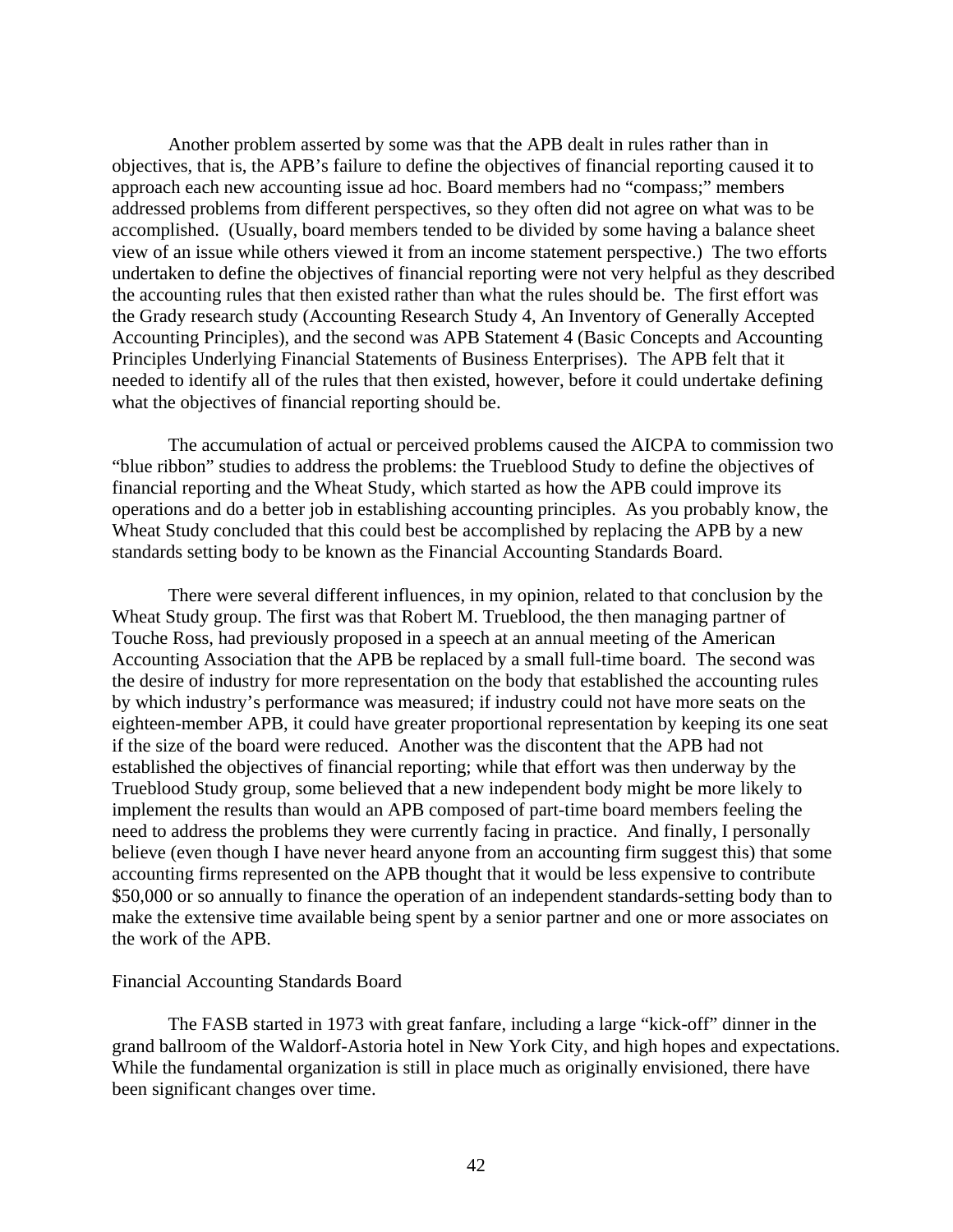Another problem asserted by some was that the APB dealt in rules rather than in objectives, that is, the APB's failure to define the objectives of financial reporting caused it to approach each new accounting issue ad hoc. Board members had no "compass;" members addressed problems from different perspectives, so they often did not agree on what was to be accomplished. (Usually, board members tended to be divided by some having a balance sheet view of an issue while others viewed it from an income statement perspective.) The two efforts undertaken to define the objectives of financial reporting were not very helpful as they described the accounting rules that then existed rather than what the rules should be. The first effort was the Grady research study (Accounting Research Study 4, An Inventory of Generally Accepted Accounting Principles), and the second was APB Statement 4 (Basic Concepts and Accounting Principles Underlying Financial Statements of Business Enterprises). The APB felt that it needed to identify all of the rules that then existed, however, before it could undertake defining what the objectives of financial reporting should be.

The accumulation of actual or perceived problems caused the AICPA to commission two "blue ribbon" studies to address the problems: the Trueblood Study to define the objectives of financial reporting and the Wheat Study, which started as how the APB could improve its operations and do a better job in establishing accounting principles. As you probably know, the Wheat Study concluded that this could best be accomplished by replacing the APB by a new standards setting body to be known as the Financial Accounting Standards Board.

There were several different influences, in my opinion, related to that conclusion by the Wheat Study group. The first was that Robert M. Trueblood, the then managing partner of Touche Ross, had previously proposed in a speech at an annual meeting of the American Accounting Association that the APB be replaced by a small full-time board. The second was the desire of industry for more representation on the body that established the accounting rules by which industry's performance was measured; if industry could not have more seats on the eighteen-member APB, it could have greater proportional representation by keeping its one seat if the size of the board were reduced. Another was the discontent that the APB had not established the objectives of financial reporting; while that effort was then underway by the Trueblood Study group, some believed that a new independent body might be more likely to implement the results than would an APB composed of part-time board members feeling the need to address the problems they were currently facing in practice. And finally, I personally believe (even though I have never heard anyone from an accounting firm suggest this) that some accounting firms represented on the APB thought that it would be less expensive to contribute $50,000 or so annually to finance the operation of an independent standards-setting body than to make the extensive time available being spent by a senior partner and one or more associates on the work of the APB.

## Financial Accounting Standards Board

The FASB started in 1973 with great fanfare, including a large "kick-off" dinner in the grand ballroom of the Waldorf-Astoria hotel in New York City, and high hopes and expectations. While the fundamental organization is still in place much as originally envisioned, there have been significant changes over time.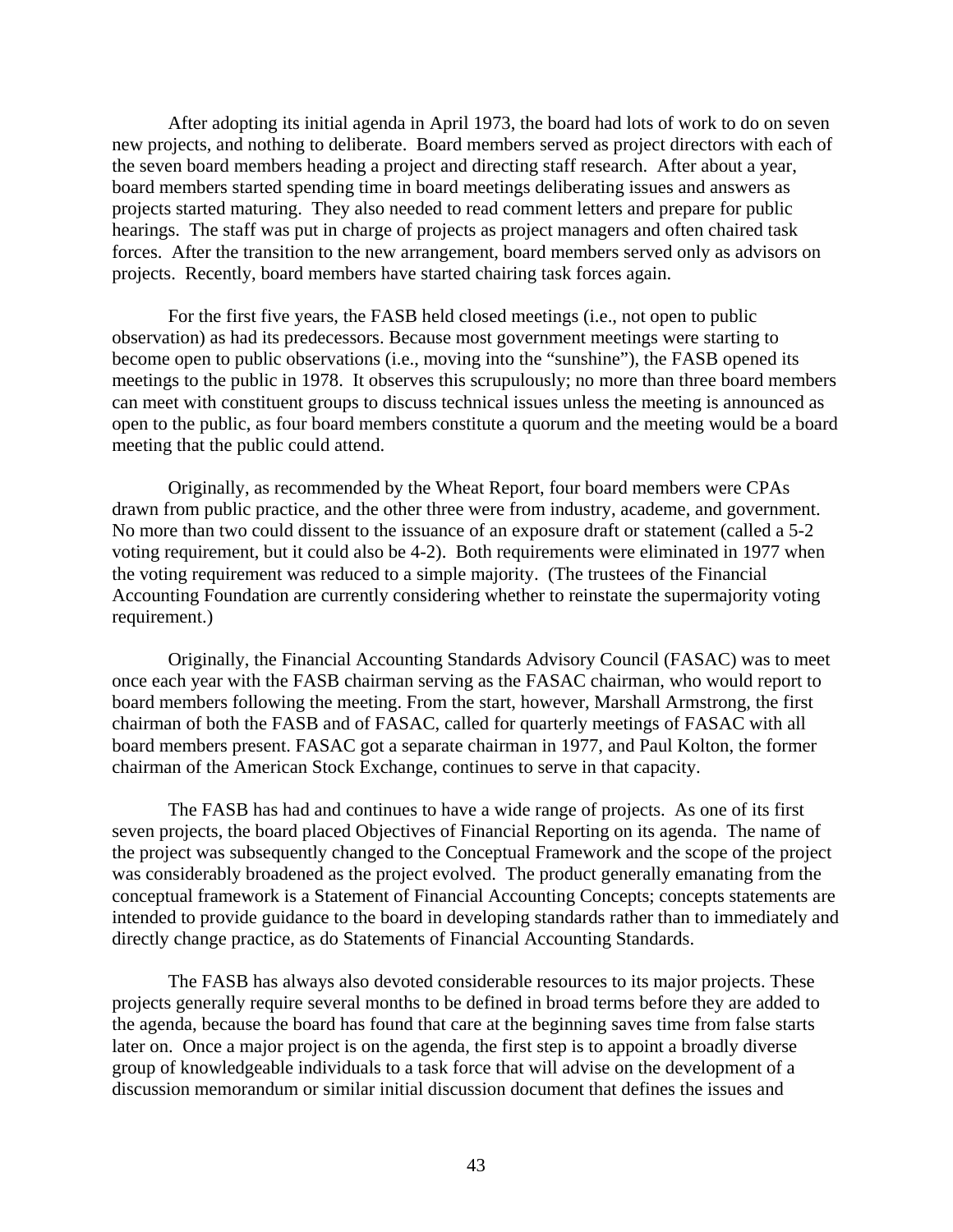After adopting its initial agenda in April 1973, the board had lots of work to do on seven new projects, and nothing to deliberate. Board members served as project directors with each of the seven board members heading a project and directing staff research. After about a year, board members started spending time in board meetings deliberating issues and answers as projects started maturing. They also needed to read comment letters and prepare for public hearings. The staff was put in charge of projects as project managers and often chaired task forces. After the transition to the new arrangement, board members served only as advisors on projects. Recently, board members have started chairing task forces again.

For the first five years, the FASB held closed meetings (i.e., not open to public observation) as had its predecessors. Because most government meetings were starting to become open to public observations (i.e., moving into the "sunshine"), the FASB opened its meetings to the public in 1978. It observes this scrupulously; no more than three board members can meet with constituent groups to discuss technical issues unless the meeting is announced as open to the public, as four board members constitute a quorum and the meeting would be a board meeting that the public could attend.

Originally, as recommended by the Wheat Report, four board members were CPAs drawn from public practice, and the other three were from industry, academe, and government. No more than two could dissent to the issuance of an exposure draft or statement (called a 5-2 voting requirement, but it could also be 4-2). Both requirements were eliminated in 1977 when the voting requirement was reduced to a simple majority. (The trustees of the Financial Accounting Foundation are currently considering whether to reinstate the supermajority voting requirement.)

Originally, the Financial Accounting Standards Advisory Council (FASAC) was to meet once each year with the FASB chairman serving as the FASAC chairman, who would report to board members following the meeting. From the start, however, Marshall Armstrong, the first chairman of both the FASB and of FASAC, called for quarterly meetings of FASAC with all board members present. FASAC got a separate chairman in 1977, and Paul Kolton, the former chairman of the American Stock Exchange, continues to serve in that capacity.

The FASB has had and continues to have a wide range of projects. As one of its first seven projects, the board placed Objectives of Financial Reporting on its agenda. The name of the project was subsequently changed to the Conceptual Framework and the scope of the project was considerably broadened as the project evolved. The product generally emanating from the conceptual framework is a Statement of Financial Accounting Concepts; concepts statements are intended to provide guidance to the board in developing standards rather than to immediately and directly change practice, as do Statements of Financial Accounting Standards.

The FASB has always also devoted considerable resources to its major projects. These projects generally require several months to be defined in broad terms before they are added to the agenda, because the board has found that care at the beginning saves time from false starts later on. Once a major project is on the agenda, the first step is to appoint a broadly diverse group of knowledgeable individuals to a task force that will advise on the development of a discussion memorandum or similar initial discussion document that defines the issues and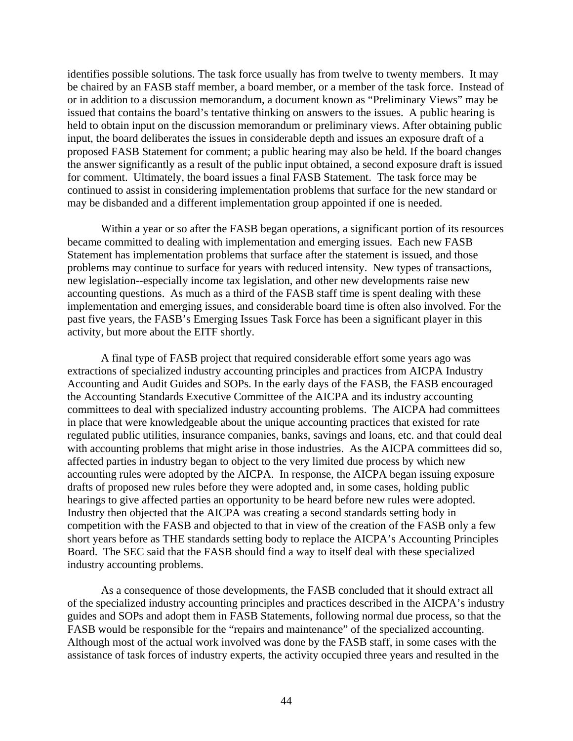identifies possible solutions. The task force usually has from twelve to twenty members. It may be chaired by an FASB staff member, a board member, or a member of the task force. Instead of or in addition to a discussion memorandum, a document known as "Preliminary Views" may be issued that contains the board's tentative thinking on answers to the issues. A public hearing is held to obtain input on the discussion memorandum or preliminary views. After obtaining public input, the board deliberates the issues in considerable depth and issues an exposure draft of a proposed FASB Statement for comment; a public hearing may also be held. If the board changes the answer significantly as a result of the public input obtained, a second exposure draft is issued for comment. Ultimately, the board issues a final FASB Statement. The task force may be continued to assist in considering implementation problems that surface for the new standard or may be disbanded and a different implementation group appointed if one is needed.

Within a year or so after the FASB began operations, a significant portion of its resources became committed to dealing with implementation and emerging issues. Each new FASB Statement has implementation problems that surface after the statement is issued, and those problems may continue to surface for years with reduced intensity. New types of transactions, new legislation--especially income tax legislation, and other new developments raise new accounting questions. As much as a third of the FASB staff time is spent dealing with these implementation and emerging issues, and considerable board time is often also involved. For the past five years, the FASB's Emerging Issues Task Force has been a significant player in this activity, but more about the EITF shortly.

A final type of FASB project that required considerable effort some years ago was extractions of specialized industry accounting principles and practices from AICPA Industry Accounting and Audit Guides and SOPs. In the early days of the FASB, the FASB encouraged the Accounting Standards Executive Committee of the AICPA and its industry accounting committees to deal with specialized industry accounting problems. The AICPA had committees in place that were knowledgeable about the unique accounting practices that existed for rate regulated public utilities, insurance companies, banks, savings and loans, etc. and that could deal with accounting problems that might arise in those industries. As the AICPA committees did so, affected parties in industry began to object to the very limited due process by which new accounting rules were adopted by the AICPA. In response, the AICPA began issuing exposure drafts of proposed new rules before they were adopted and, in some cases, holding public hearings to give affected parties an opportunity to be heard before new rules were adopted. Industry then objected that the AICPA was creating a second standards setting body in competition with the FASB and objected to that in view of the creation of the FASB only a few short years before as THE standards setting body to replace the AICPA's Accounting Principles Board. The SEC said that the FASB should find a way to itself deal with these specialized industry accounting problems.

As a consequence of those developments, the FASB concluded that it should extract all of the specialized industry accounting principles and practices described in the AICPA's industry guides and SOPs and adopt them in FASB Statements, following normal due process, so that the FASB would be responsible for the "repairs and maintenance" of the specialized accounting. Although most of the actual work involved was done by the FASB staff, in some cases with the assistance of task forces of industry experts, the activity occupied three years and resulted in the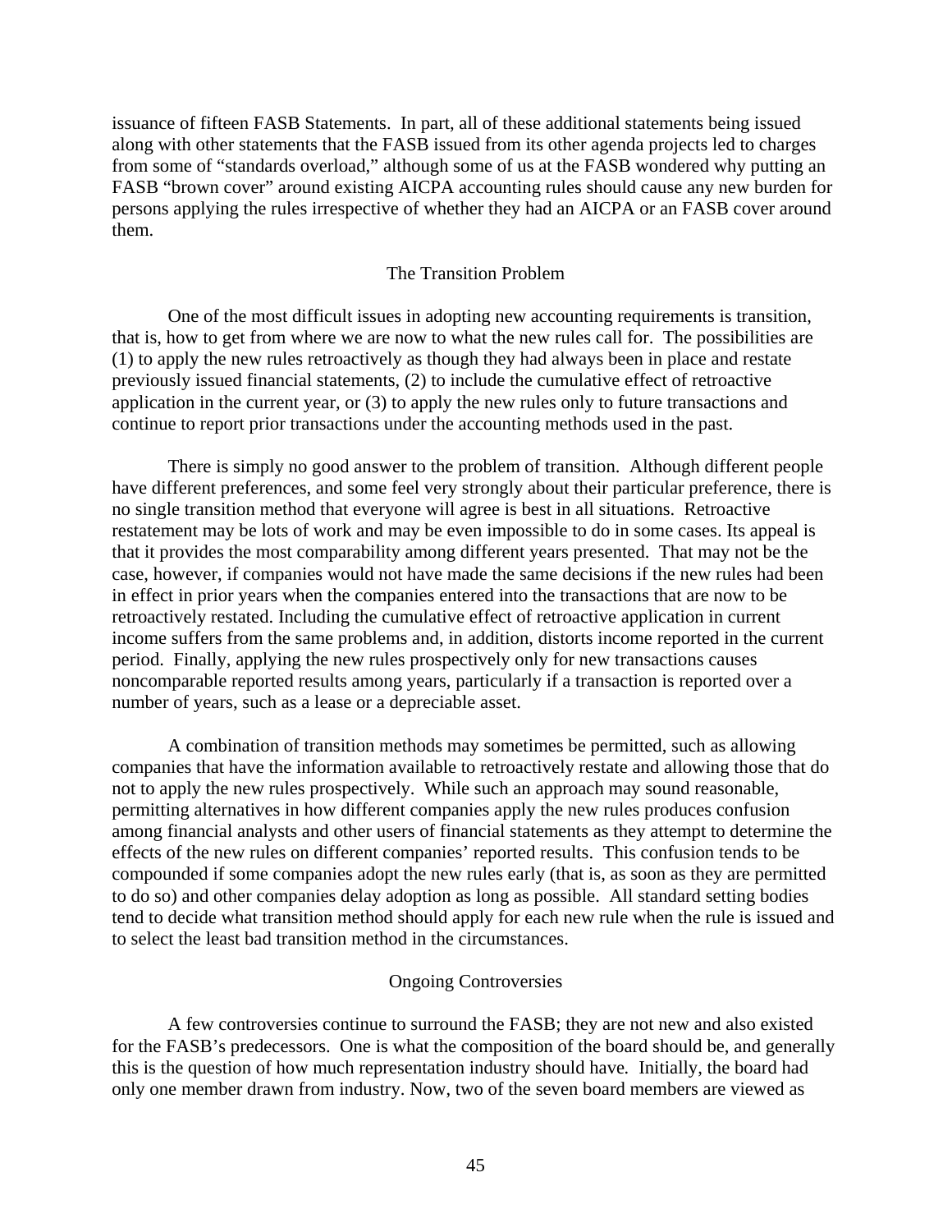issuance of fifteen FASB Statements. In part, all of these additional statements being issued along with other statements that the FASB issued from its other agenda projects led to charges from some of "standards overload," although some of us at the FASB wondered why putting an FASB "brown cover" around existing AICPA accounting rules should cause any new burden for persons applying the rules irrespective of whether they had an AICPA or an FASB cover around them.

## The Transition Problem

One of the most difficult issues in adopting new accounting requirements is transition, that is, how to get from where we are now to what the new rules call for. The possibilities are (1) to apply the new rules retroactively as though they had always been in place and restate previously issued financial statements, (2) to include the cumulative effect of retroactive application in the current year, or (3) to apply the new rules only to future transactions and continue to report prior transactions under the accounting methods used in the past.

There is simply no good answer to the problem of transition. Although different people have different preferences, and some feel very strongly about their particular preference, there is no single transition method that everyone will agree is best in all situations. Retroactive restatement may be lots of work and may be even impossible to do in some cases. Its appeal is that it provides the most comparability among different years presented. That may not be the case, however, if companies would not have made the same decisions if the new rules had been in effect in prior years when the companies entered into the transactions that are now to be retroactively restated. Including the cumulative effect of retroactive application in current income suffers from the same problems and, in addition, distorts income reported in the current period. Finally, applying the new rules prospectively only for new transactions causes noncomparable reported results among years, particularly if a transaction is reported over a number of years, such as a lease or a depreciable asset.

A combination of transition methods may sometimes be permitted, such as allowing companies that have the information available to retroactively restate and allowing those that do not to apply the new rules prospectively. While such an approach may sound reasonable, permitting alternatives in how different companies apply the new rules produces confusion among financial analysts and other users of financial statements as they attempt to determine the effects of the new rules on different companies' reported results. This confusion tends to be compounded if some companies adopt the new rules early (that is, as soon as they are permitted to do so) and other companies delay adoption as long as possible. All standard setting bodies tend to decide what transition method should apply for each new rule when the rule is issued and to select the least bad transition method in the circumstances.

## Ongoing Controversies

A few controversies continue to surround the FASB; they are not new and also existed for the FASB's predecessors. One is what the composition of the board should be, and generally this is the question of how much representation industry should have. Initially, the board had only one member drawn from industry. Now, two of the seven board members are viewed as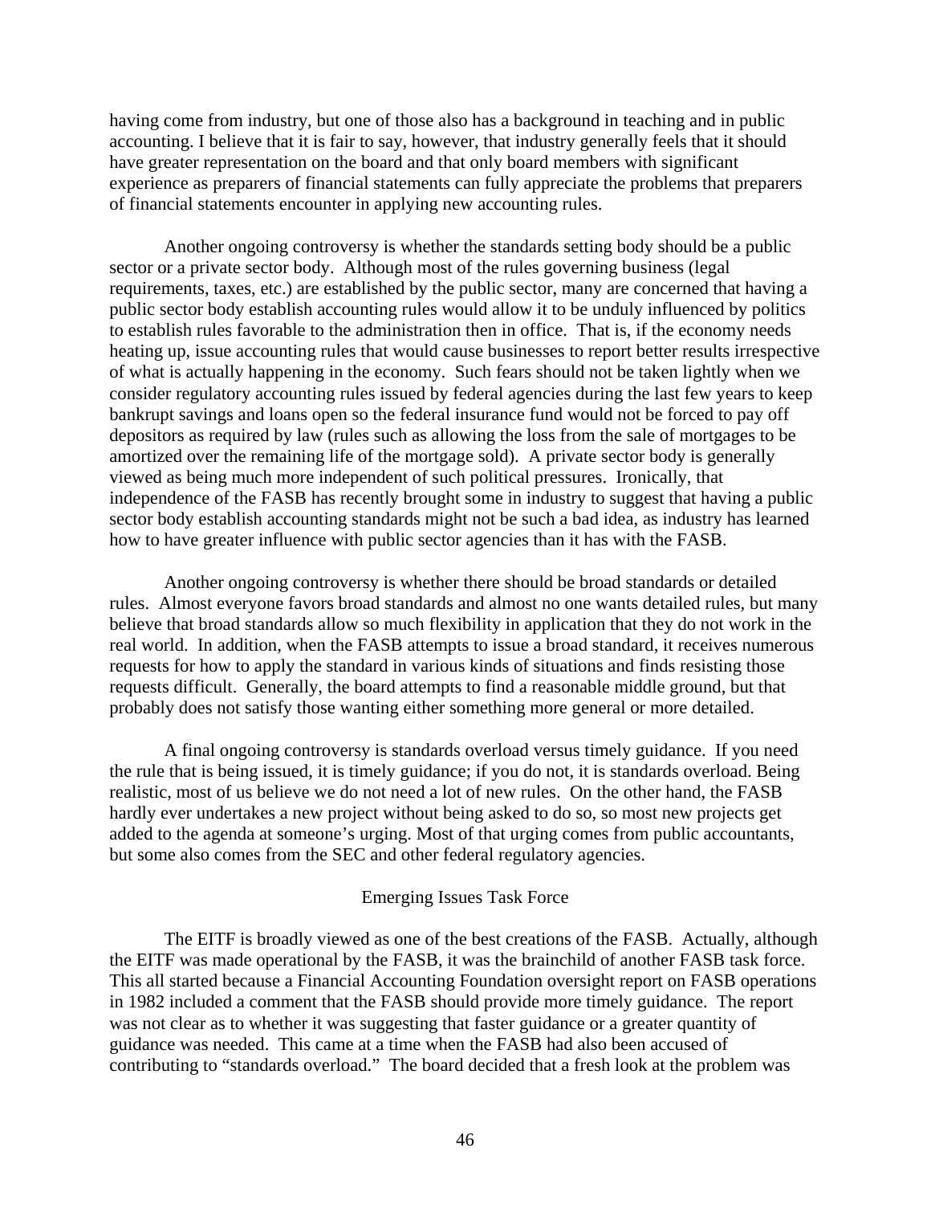having come from industry, but one of those also has a background in teaching and in public accounting. I believe that it is fair to say, however, that industry generally feels that it should have greater representation on the board and that only board members with significant experience as preparers of financial statements can fully appreciate the problems that preparers of financial statements encounter in applying new accounting rules.

Another ongoing controversy is whether the standards setting body should be a public sector or a private sector body. Although most of the rules governing business (legal requirements, taxes, etc.) are established by the public sector, many are concerned that having a public sector body establish accounting rules would allow it to be unduly influenced by politics to establish rules favorable to the administration then in office. That is, if the economy needs heating up, issue accounting rules that would cause businesses to report better results irrespective of what is actually happening in the economy. Such fears should not be taken lightly when we consider regulatory accounting rules issued by federal agencies during the last few years to keep bankrupt savings and loans open so the federal insurance fund would not be forced to pay off depositors as required by law (rules such as allowing the loss from the sale of mortgages to be amortized over the remaining life of the mortgage sold). A private sector body is generally viewed as being much more independent of such political pressures. Ironically, that independence of the FASB has recently brought some in industry to suggest that having a public sector body establish accounting standards might not be such a bad idea, as industry has learned how to have greater influence with public sector agencies than it has with the FASB.

Another ongoing controversy is whether there should be broad standards or detailed rules. Almost everyone favors broad standards and almost no one wants detailed rules, but many believe that broad standards allow so much flexibility in application that they do not work in the real world. In addition, when the FASB attempts to issue a broad standard, it receives numerous requests for how to apply the standard in various kinds of situations and finds resisting those requests difficult. Generally, the board attempts to find a reasonable middle ground, but that probably does not satisfy those wanting either something more general or more detailed.

A final ongoing controversy is standards overload versus timely guidance. If you need the rule that is being issued, it is timely guidance; if you do not, it is standards overload. Being realistic, most of us believe we do not need a lot of new rules. On the other hand, the FASB hardly ever undertakes a new project without being asked to do so, so most new projects get added to the agenda at someone's urging. Most of that urging comes from public accountants, but some also comes from the SEC and other federal regulatory agencies.

## Emerging Issues Task Force

The EITF is broadly viewed as one of the best creations of the FASB. Actually, although the EITF was made operational by the FASB, it was the brainchild of another FASB task force. This all started because a Financial Accounting Foundation oversight report on FASB operations in 1982 included a comment that the FASB should provide more timely guidance. The report was not clear as to whether it was suggesting that faster guidance or a greater quantity of guidance was needed. This came at a time when the FASB had also been accused of contributing to "standards overload." The board decided that a fresh look at the problem was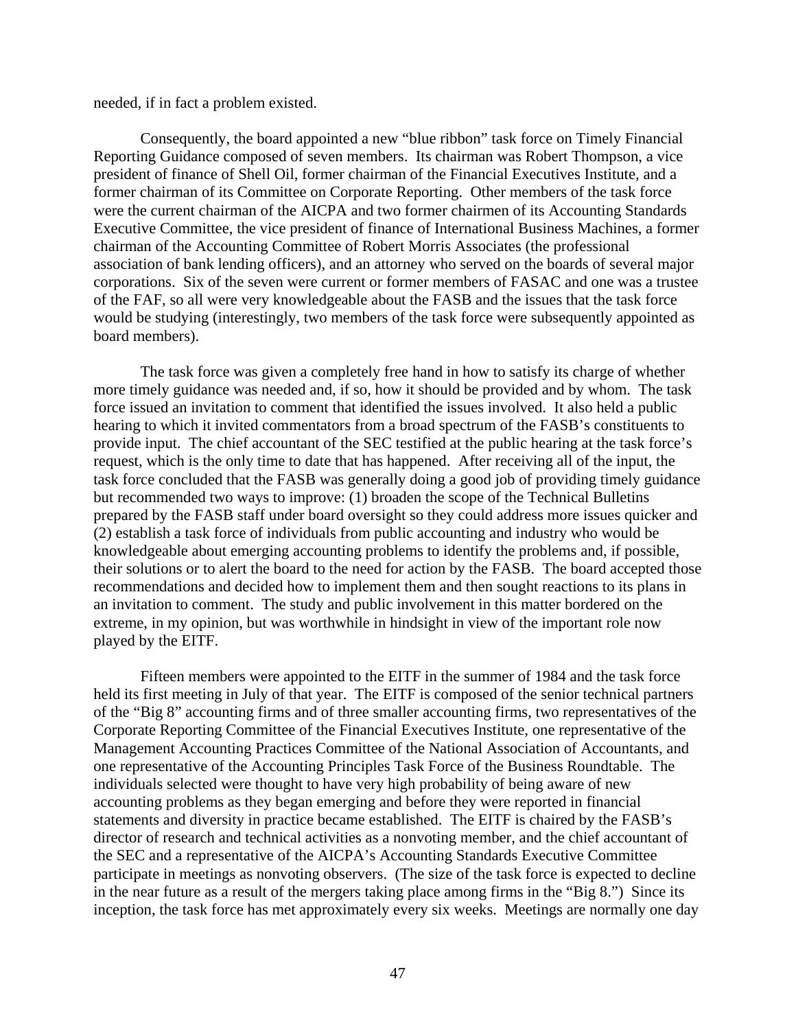needed, if in fact a problem existed.

Consequently, the board appointed a new "blue ribbon" task force on Timely Financial Reporting Guidance composed of seven members. Its chairman was Robert Thompson, a vice president of finance of Shell Oil, former chairman of the Financial Executives Institute, and a former chairman of its Committee on Corporate Reporting. Other members of the task force were the current chairman of the AICPA and two former chairmen of its Accounting Standards Executive Committee, the vice president of finance of International Business Machines, a former chairman of the Accounting Committee of Robert Morris Associates (the professional association of bank lending officers), and an attorney who served on the boards of several major corporations. Six of the seven were current or former members of FASAC and one was a trustee of the FAF, so all were very knowledgeable about the FASB and the issues that the task force would be studying (interestingly, two members of the task force were subsequently appointed as board members).

The task force was given a completely free hand in how to satisfy its charge of whether more timely guidance was needed and, if so, how it should be provided and by whom. The task force issued an invitation to comment that identified the issues involved. It also held a public hearing to which it invited commentators from a broad spectrum of the FASB's constituents to provide input. The chief accountant of the SEC testified at the public hearing at the task force's request, which is the only time to date that has happened. After receiving all of the input, the task force concluded that the FASB was generally doing a good job of providing timely guidance but recommended two ways to improve: (1) broaden the scope of the Technical Bulletins prepared by the FASB staff under board oversight so they could address more issues quicker and (2) establish a task force of individuals from public accounting and industry who would be knowledgeable about emerging accounting problems to identify the problems and, if possible, their solutions or to alert the board to the need for action by the FASB. The board accepted those recommendations and decided how to implement them and then sought reactions to its plans in an invitation to comment. The study and public involvement in this matter bordered on the extreme, in my opinion, but was worthwhile in hindsight in view of the important role now played by the EITF.

Fifteen members were appointed to the EITF in the summer of 1984 and the task force held its first meeting in July of that year. The EITF is composed of the senior technical partners of the "Big 8" accounting firms and of three smaller accounting firms, two representatives of the Corporate Reporting Committee of the Financial Executives Institute, one representative of the Management Accounting Practices Committee of the National Association of Accountants, and one representative of the Accounting Principles Task Force of the Business Roundtable. The individuals selected were thought to have very high probability of being aware of new accounting problems as they began emerging and before they were reported in financial statements and diversity in practice became established. The EITF is chaired by the FASB's director of research and technical activities as a nonvoting member, and the chief accountant of the SEC and a representative of the AICPA's Accounting Standards Executive Committee participate in meetings as nonvoting observers. (The size of the task force is expected to decline in the near future as a result of the mergers taking place among firms in the "Big 8.") Since its inception, the task force has met approximately every six weeks. Meetings are normally one day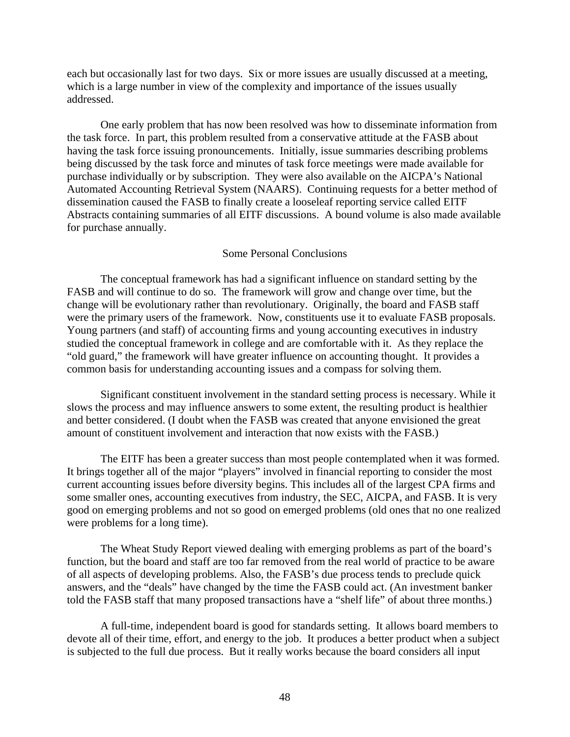each but occasionally last for two days. Six or more issues are usually discussed at a meeting, which is a large number in view of the complexity and importance of the issues usually addressed.

One early problem that has now been resolved was how to disseminate information from the task force. In part, this problem resulted from a conservative attitude at the FASB about having the task force issuing pronouncements. Initially, issue summaries describing problems being discussed by the task force and minutes of task force meetings were made available for purchase individually or by subscription. They were also available on the AICPA's National Automated Accounting Retrieval System (NAARS). Continuing requests for a better method of dissemination caused the FASB to finally create a looseleaf reporting service called EITF Abstracts containing summaries of all EITF discussions. A bound volume is also made available for purchase annually.

## Some Personal Conclusions

The conceptual framework has had a significant influence on standard setting by the FASB and will continue to do so. The framework will grow and change over time, but the change will be evolutionary rather than revolutionary. Originally, the board and FASB staff were the primary users of the framework. Now, constituents use it to evaluate FASB proposals. Young partners (and staff) of accounting firms and young accounting executives in industry studied the conceptual framework in college and are comfortable with it. As they replace the "old guard," the framework will have greater influence on accounting thought. It provides a common basis for understanding accounting issues and a compass for solving them.

Significant constituent involvement in the standard setting process is necessary. While it slows the process and may influence answers to some extent, the resulting product is healthier and better considered. (I doubt when the FASB was created that anyone envisioned the great amount of constituent involvement and interaction that now exists with the FASB.)

The EITF has been a greater success than most people contemplated when it was formed. It brings together all of the major "players" involved in financial reporting to consider the most current accounting issues before diversity begins. This includes all of the largest CPA firms and some smaller ones, accounting executives from industry, the SEC, AICPA, and FASB. It is very good on emerging problems and not so good on emerged problems (old ones that no one realized were problems for a long time).

The Wheat Study Report viewed dealing with emerging problems as part of the board's function, but the board and staff are too far removed from the real world of practice to be aware of all aspects of developing problems. Also, the FASB's due process tends to preclude quick answers, and the "deals" have changed by the time the FASB could act. (An investment banker told the FASB staff that many proposed transactions have a "shelf life" of about three months.)

A full-time, independent board is good for standards setting. It allows board members to devote all of their time, effort, and energy to the job. It produces a better product when a subject is subjected to the full due process. But it really works because the board considers all input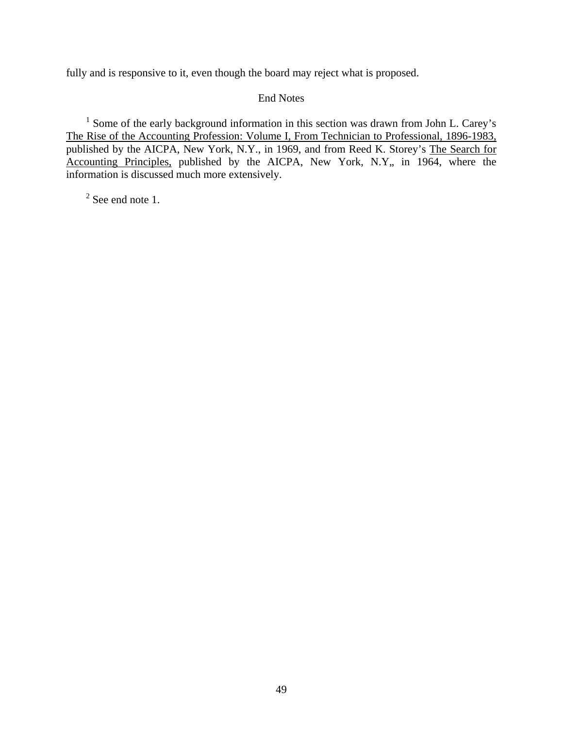fully and is responsive to it, even though the board may reject what is proposed.

## End Notes

[1] Some of the early background information in this section was drawn from John L. Carey's The Rise of the Accounting Profession: Volume I, From Technician to Professional, 1896-1983, published by the AICPA, New York, N.Y., in 1969, and from Reed K. Storey's The Search for Accounting Principles, published by the AICPA, New York, N.Y„ in 1964, where the information is discussed much more extensively.

[2] See end note 1.